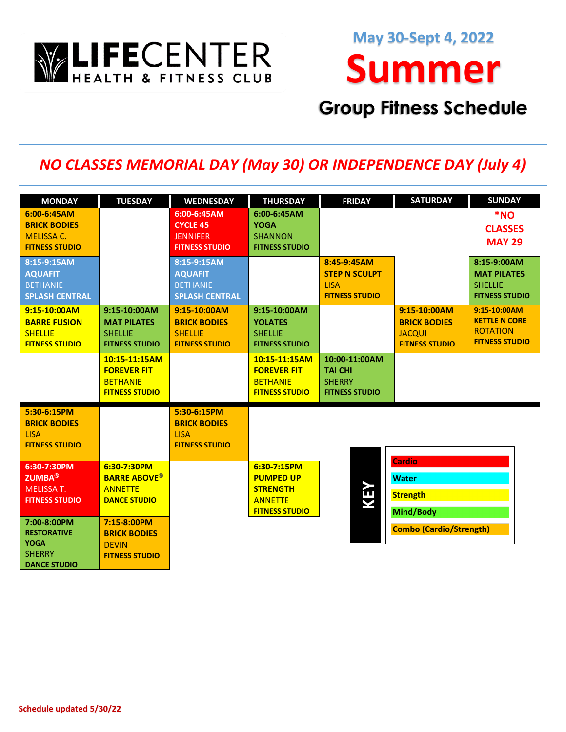LIFECENTER HEALTH & FITNESS CLUB

## May 30-Sept 4, 2022

# Summer

## Group Fitness Schedule

***NO CLASSES MEMORIAL DAY (May 30) OR INDEPENDENCE DAY (July 4)***

| MONDAY | TUESDAY | WEDNESDAY | THURSDAY | FRIDAY | SATURDAY | SUNDAY |
|---|---|---|---|---|---|---|
| **6:00-6:45AM** **BRICK BODIES** MELISSA C. **FITNESS STUDIO** | | **6:00-6:45AM** **CYCLE 45** JENNIFER **FITNESS STUDIO** | **6:00-6:45AM** **YOGA** SHANNON **FITNESS STUDIO** | | | ***NO CLASSES MAY 29** |
| **8:15-9:15AM** **AQUAFIT** BETHANIE **SPLASH CENTRAL** | | **8:15-9:15AM** **AQUAFIT** BETHANIE **SPLASH CENTRAL** | | **8:45-9:45AM** **STEP N SCULPT** LISA **FITNESS STUDIO** | | **8:15-9:00AM** **MAT PILATES** SHELLIE **FITNESS STUDIO** |
| **9:15-10:00AM** **BARRE FUSION** SHELLIE **FITNESS STUDIO** | **9:15-10:00AM** **MAT PILATES** SHELLIE **FITNESS STUDIO** | **9:15-10:00AM** **BRICK BODIES** SHELLIE **FITNESS STUDIO** | **9:15-10:00AM** **YOLATES** SHELLIE **FITNESS STUDIO** | | **9:15-10:00AM** **BRICK BODIES** JACQUI **FITNESS STUDIO** | **9:15-10:00AM** **KETTLE N CORE** ROTATION **FITNESS STUDIO** |
| | **10:15-11:15AM** **FOREVER FIT** BETHANIE **FITNESS STUDIO** | | **10:15-11:15AM** **FOREVER FIT** BETHANIE **FITNESS STUDIO** | **10:00-11:00AM** **TAI CHI** SHERRY **FITNESS STUDIO** | | |
| **5:30-6:15PM** **BRICK BODIES** LISA **FITNESS STUDIO** | | **5:30-6:15PM** **BRICK BODIES** LISA **FITNESS STUDIO** | | | | |
| **6:30-7:30PM** **ZUMBA®** MELISSA T. **FITNESS STUDIO** | **6:30-7:30PM** **BARRE ABOVE®** ANNETTE **DANCE STUDIO** | | **6:30-7:15PM** **PUMPED UP STRENGTH** ANNETTE **FITNESS STUDIO** | | | |
| **7:00-8:00PM** **RESTORATIVE YOGA** SHERRY **DANCE STUDIO** | **7:15-8:00PM** **BRICK BODIES** DEVIN **FITNESS STUDIO** | | | | | |

**KEY**

- **Cardio**
- **Water**
- **Strength**
- **Mind/Body**
- **Combo (Cardio/Strength)**

**Schedule updated 5/30/22**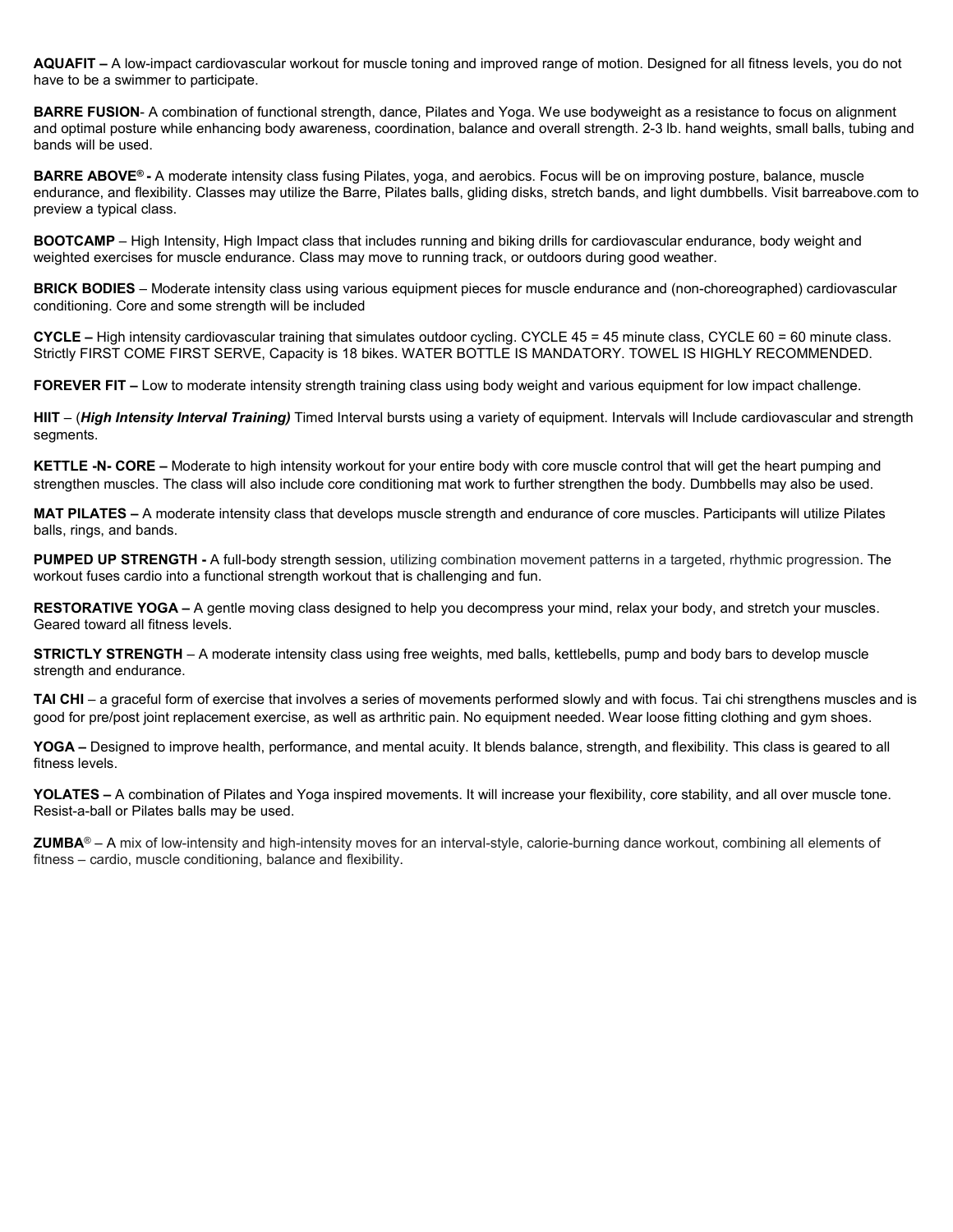**AQUAFIT –** A low-impact cardiovascular workout for muscle toning and improved range of motion. Designed for all fitness levels, you do not have to be a swimmer to participate.

**BARRE FUSION**- A combination of functional strength, dance, Pilates and Yoga. We use bodyweight as a resistance to focus on alignment and optimal posture while enhancing body awareness, coordination, balance and overall strength. 2-3 lb. hand weights, small balls, tubing and bands will be used.

**BARRE ABOVE® -** A moderate intensity class fusing Pilates, yoga, and aerobics. Focus will be on improving posture, balance, muscle endurance, and flexibility. Classes may utilize the Barre, Pilates balls, gliding disks, stretch bands, and light dumbbells. Visit barreabove.com to preview a typical class.

**BOOTCAMP** – High Intensity, High Impact class that includes running and biking drills for cardiovascular endurance, body weight and weighted exercises for muscle endurance. Class may move to running track, or outdoors during good weather.

**BRICK BODIES** – Moderate intensity class using various equipment pieces for muscle endurance and (non-choreographed) cardiovascular conditioning. Core and some strength will be included

**CYCLE –** High intensity cardiovascular training that simulates outdoor cycling. CYCLE 45 = 45 minute class, CYCLE 60 = 60 minute class. Strictly FIRST COME FIRST SERVE, Capacity is 18 bikes. WATER BOTTLE IS MANDATORY. TOWEL IS HIGHLY RECOMMENDED.

**FOREVER FIT –** Low to moderate intensity strength training class using body weight and various equipment for low impact challenge.

**HIIT** – (***High Intensity Interval Training)*** Timed Interval bursts using a variety of equipment. Intervals will Include cardiovascular and strength segments.

**KETTLE -N- CORE –** Moderate to high intensity workout for your entire body with core muscle control that will get the heart pumping and strengthen muscles. The class will also include core conditioning mat work to further strengthen the body. Dumbbells may also be used.

**MAT PILATES –** A moderate intensity class that develops muscle strength and endurance of core muscles. Participants will utilize Pilates balls, rings, and bands.

**PUMPED UP STRENGTH -** A full-body strength session, utilizing combination movement patterns in a targeted, rhythmic progression. The workout fuses cardio into a functional strength workout that is challenging and fun.

**RESTORATIVE YOGA –** A gentle moving class designed to help you decompress your mind, relax your body, and stretch your muscles. Geared toward all fitness levels.

**STRICTLY STRENGTH** – A moderate intensity class using free weights, med balls, kettlebells, pump and body bars to develop muscle strength and endurance.

**TAI CHI** – a graceful form of exercise that involves a series of movements performed slowly and with focus. Tai chi strengthens muscles and is good for pre/post joint replacement exercise, as well as arthritic pain. No equipment needed. Wear loose fitting clothing and gym shoes.

**YOGA –** Designed to improve health, performance, and mental acuity. It blends balance, strength, and flexibility. This class is geared to all fitness levels.

**YOLATES –** A combination of Pilates and Yoga inspired movements. It will increase your flexibility, core stability, and all over muscle tone. Resist-a-ball or Pilates balls may be used.

**ZUMBA**® – A mix of low-intensity and high-intensity moves for an interval-style, calorie-burning dance workout, combining all elements of fitness – cardio, muscle conditioning, balance and flexibility.